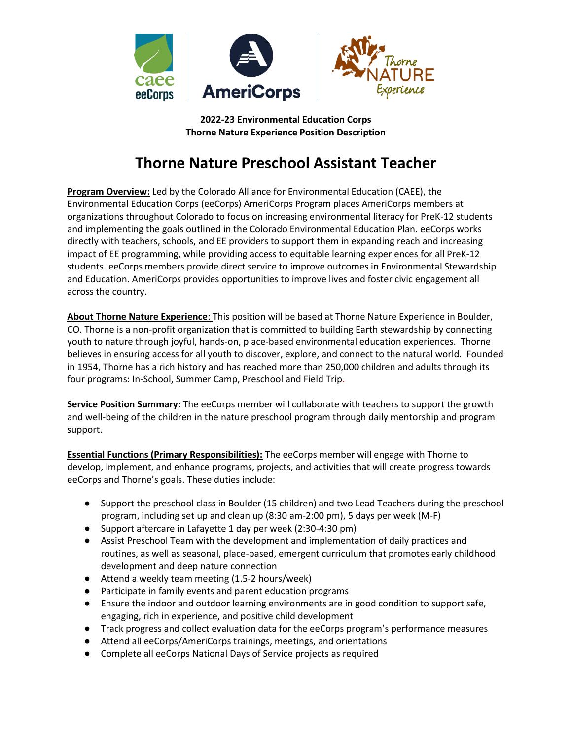**2022-23 Environmental Education Corps**
**Thorne Nature Experience Position Description**

# Thorne Nature Preschool Assistant Teacher

**Program Overview:** Led by the Colorado Alliance for Environmental Education (CAEE), the Environmental Education Corps (eeCorps) AmeriCorps Program places AmeriCorps members at organizations throughout Colorado to focus on increasing environmental literacy for PreK-12 students and implementing the goals outlined in the Colorado Environmental Education Plan. eeCorps works directly with teachers, schools, and EE providers to support them in expanding reach and increasing impact of EE programming, while providing access to equitable learning experiences for all PreK-12 students. eeCorps members provide direct service to improve outcomes in Environmental Stewardship and Education. AmeriCorps provides opportunities to improve lives and foster civic engagement all across the country.

**About Thorne Nature Experience**: This position will be based at Thorne Nature Experience in Boulder, CO. Thorne is a non-profit organization that is committed to building Earth stewardship by connecting youth to nature through joyful, hands-on, place-based environmental education experiences. Thorne believes in ensuring access for all youth to discover, explore, and connect to the natural world. Founded in 1954, Thorne has a rich history and has reached more than 250,000 children and adults through its four programs: In-School, Summer Camp, Preschool and Field Trip.

**Service Position Summary:** The eeCorps member will collaborate with teachers to support the growth and well-being of the children in the nature preschool program through daily mentorship and program support.

**Essential Functions (Primary Responsibilities):** The eeCorps member will engage with Thorne to develop, implement, and enhance programs, projects, and activities that will create progress towards eeCorps and Thorne's goals. These duties include:

- Support the preschool class in Boulder (15 children) and two Lead Teachers during the preschool program, including set up and clean up (8:30 am-2:00 pm), 5 days per week (M-F)
- Support aftercare in Lafayette 1 day per week (2:30-4:30 pm)
- Assist Preschool Team with the development and implementation of daily practices and routines, as well as seasonal, place-based, emergent curriculum that promotes early childhood development and deep nature connection
- Attend a weekly team meeting (1.5-2 hours/week)
- Participate in family events and parent education programs
- Ensure the indoor and outdoor learning environments are in good condition to support safe, engaging, rich in experience, and positive child development
- Track progress and collect evaluation data for the eeCorps program's performance measures
- Attend all eeCorps/AmeriCorps trainings, meetings, and orientations
- Complete all eeCorps National Days of Service projects as required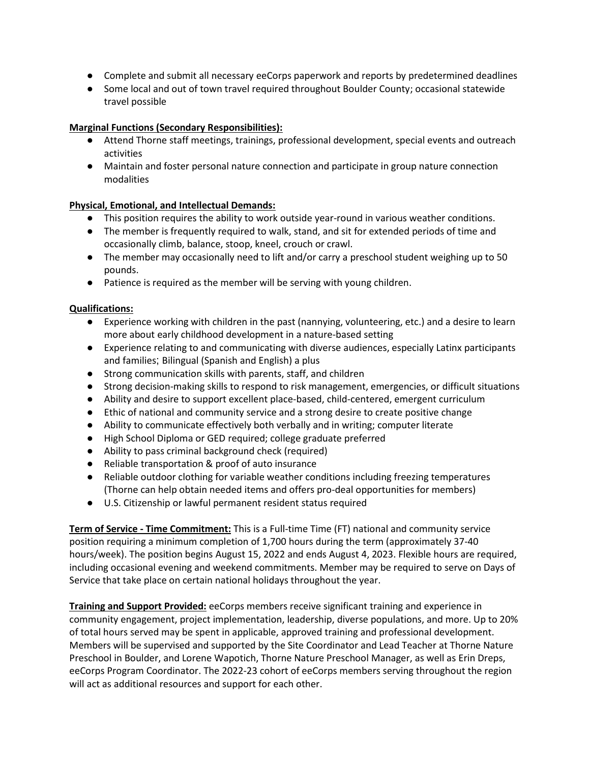- Complete and submit all necessary eeCorps paperwork and reports by predetermined deadlines
- Some local and out of town travel required throughout Boulder County; occasional statewide travel possible

**Marginal Functions (Secondary Responsibilities):**

- Attend Thorne staff meetings, trainings, professional development, special events and outreach activities
- Maintain and foster personal nature connection and participate in group nature connection modalities

**Physical, Emotional, and Intellectual Demands:**

- This position requires the ability to work outside year-round in various weather conditions.
- The member is frequently required to walk, stand, and sit for extended periods of time and occasionally climb, balance, stoop, kneel, crouch or crawl.
- The member may occasionally need to lift and/or carry a preschool student weighing up to 50 pounds.
- Patience is required as the member will be serving with young children.

**Qualifications:**

- Experience working with children in the past (nannying, volunteering, etc.) and a desire to learn more about early childhood development in a nature-based setting
- Experience relating to and communicating with diverse audiences, especially Latinx participants and families; Bilingual (Spanish and English) a plus
- Strong communication skills with parents, staff, and children
- Strong decision-making skills to respond to risk management, emergencies, or difficult situations
- Ability and desire to support excellent place-based, child-centered, emergent curriculum
- Ethic of national and community service and a strong desire to create positive change
- Ability to communicate effectively both verbally and in writing; computer literate
- High School Diploma or GED required; college graduate preferred
- Ability to pass criminal background check (required)
- Reliable transportation & proof of auto insurance
- Reliable outdoor clothing for variable weather conditions including freezing temperatures (Thorne can help obtain needed items and offers pro-deal opportunities for members)
- U.S. Citizenship or lawful permanent resident status required

**Term of Service - Time Commitment:** This is a Full-time Time (FT) national and community service position requiring a minimum completion of 1,700 hours during the term (approximately 37-40 hours/week). The position begins August 15, 2022 and ends August 4, 2023. Flexible hours are required, including occasional evening and weekend commitments. Member may be required to serve on Days of Service that take place on certain national holidays throughout the year.

**Training and Support Provided:** eeCorps members receive significant training and experience in community engagement, project implementation, leadership, diverse populations, and more. Up to 20% of total hours served may be spent in applicable, approved training and professional development. Members will be supervised and supported by the Site Coordinator and Lead Teacher at Thorne Nature Preschool in Boulder, and Lorene Wapotich, Thorne Nature Preschool Manager, as well as Erin Dreps, eeCorps Program Coordinator. The 2022-23 cohort of eeCorps members serving throughout the region will act as additional resources and support for each other.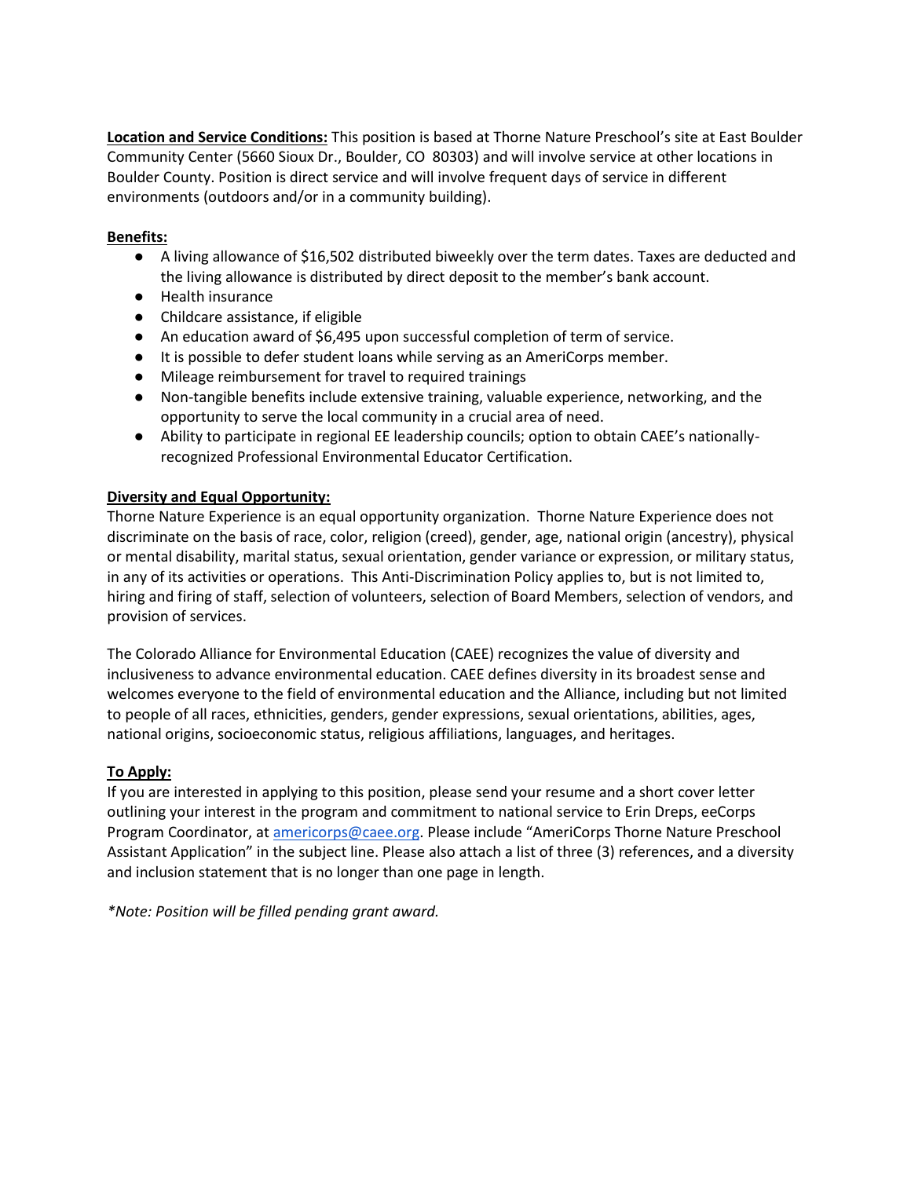**Location and Service Conditions:** This position is based at Thorne Nature Preschool's site at East Boulder Community Center (5660 Sioux Dr., Boulder, CO 80303) and will involve service at other locations in Boulder County. Position is direct service and will involve frequent days of service in different environments (outdoors and/or in a community building).

**Benefits:**

- A living allowance of $16,502 distributed biweekly over the term dates. Taxes are deducted and the living allowance is distributed by direct deposit to the member's bank account.
- Health insurance
- Childcare assistance, if eligible
- An education award of $6,495 upon successful completion of term of service.
- It is possible to defer student loans while serving as an AmeriCorps member.
- Mileage reimbursement for travel to required trainings
- Non-tangible benefits include extensive training, valuable experience, networking, and the opportunity to serve the local community in a crucial area of need.
- Ability to participate in regional EE leadership councils; option to obtain CAEE's nationally-recognized Professional Environmental Educator Certification.

**Diversity and Equal Opportunity:**

Thorne Nature Experience is an equal opportunity organization. Thorne Nature Experience does not discriminate on the basis of race, color, religion (creed), gender, age, national origin (ancestry), physical or mental disability, marital status, sexual orientation, gender variance or expression, or military status, in any of its activities or operations. This Anti-Discrimination Policy applies to, but is not limited to, hiring and firing of staff, selection of volunteers, selection of Board Members, selection of vendors, and provision of services.

The Colorado Alliance for Environmental Education (CAEE) recognizes the value of diversity and inclusiveness to advance environmental education. CAEE defines diversity in its broadest sense and welcomes everyone to the field of environmental education and the Alliance, including but not limited to people of all races, ethnicities, genders, gender expressions, sexual orientations, abilities, ages, national origins, socioeconomic status, religious affiliations, languages, and heritages.

**To Apply:**

If you are interested in applying to this position, please send your resume and a short cover letter outlining your interest in the program and commitment to national service to Erin Dreps, eeCorps Program Coordinator, at americorps@caee.org. Please include "AmeriCorps Thorne Nature Preschool Assistant Application" in the subject line. Please also attach a list of three (3) references, and a diversity and inclusion statement that is no longer than one page in length.

*\*Note: Position will be filled pending grant award.*